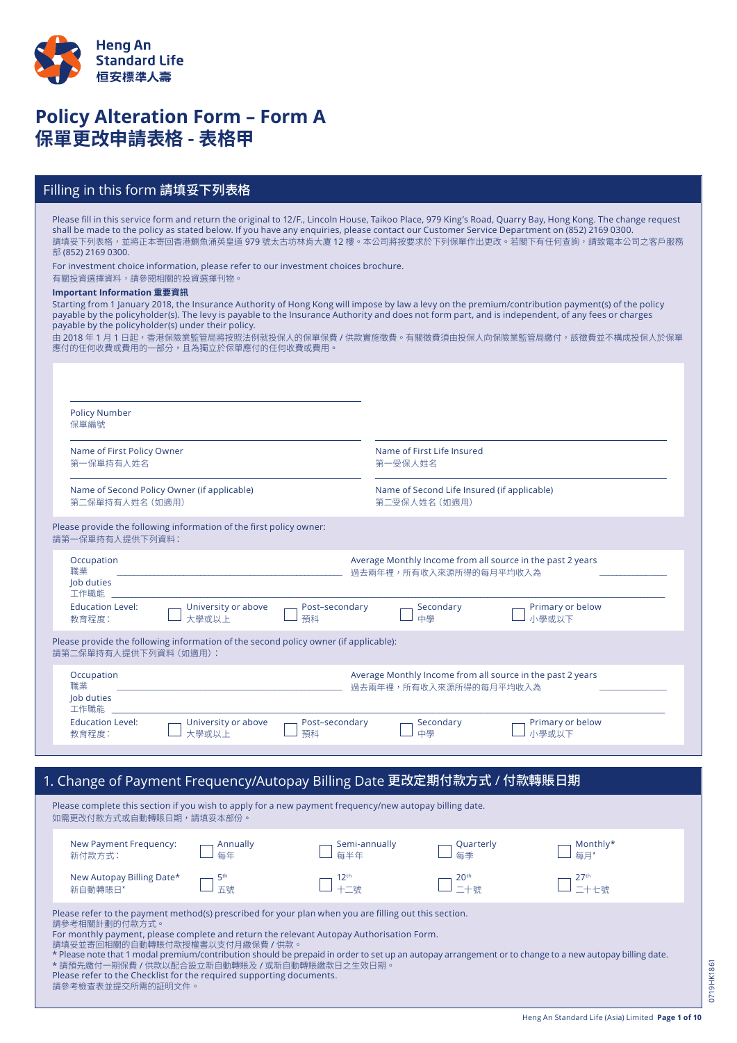Heng An Standard Life
恒安標準人壽

# Policy Alteration Form – Form A
# 保單更改申請表格 - 表格甲

## Filling in this form 請填妥下列表格

Please fill in this service form and return the original to 12/F., Lincoln House, Taikoo Place, 979 King's Road, Quarry Bay, Hong Kong. The change request shall be made to the policy as stated below. If you have any enquiries, please contact our Customer Service Department on (852) 2169 0300.
請填妥下列表格，並將正本寄回香港鰂魚涌英皇道 979 號太古坊林肯大廈 12 樓。本公司將按要求於下列保單作出更改。若閣下有任何查詢，請致電本公司之客户服務部 (852) 2169 0300.

For investment choice information, please refer to our investment choices brochure.
有關投資選擇資料，請參閱相關的投資選擇刊物。

**Important Information 重要資訊**

Starting from 1 January 2018, the Insurance Authority of Hong Kong will impose by law a levy on the premium/contribution payment(s) of the policy payable by the policyholder(s). The levy is payable to the Insurance Authority and does not form part, and is independent, of any fees or charges payable by the policyholder(s) under their policy.
由 2018 年 1 月 1 日起，香港保險業監管局將按照法例就投保人的保單保費 / 供款實施徵費。有關徵費須由投保人向保險業監管局繳付，該徵費並不構成投保人於保單應付的任何收費或費用的一部分，且為獨立於保單應付的任何收費或費用。

Policy Number 保單編號 ______________________

Name of First Policy Owner 第一保單持有人姓名 ______________________

Name of First Life Insured 第一受保人姓名 ______________________

Name of Second Policy Owner (if applicable) 第二保單持有人姓名（如適用）______________________

Name of Second Life Insured (if applicable) 第二受保人姓名（如適用）______________________

Please provide the following information of the first policy owner:
請第一保單持有人提供下列資料：

Occupation 職業 ______________________

Average Monthly Income from all source in the past 2 years 過去兩年裡，所有收入來源所得的每月平均收入為 ______________________

Job duties 工作職能 ______________________

Education Level: 教育程度： ☐ University or above 大學或以上 ☐ Post-secondary 預科 ☐ Secondary 中學 ☐ Primary or below 小學或以下

Please provide the following information of the second policy owner (if applicable):
請第二保單持有人提供下列資料（如適用）：

Occupation 職業 ______________________

Average Monthly Income from all source in the past 2 years 過去兩年裡，所有收入來源所得的每月平均收入為 ______________________

Job duties 工作職能 ______________________

Education Level: 教育程度： ☐ University or above 大學或以上 ☐ Post-secondary 預科 ☐ Secondary 中學 ☐ Primary or below 小學或以下

## 1. Change of Payment Frequency/Autopay Billing Date 更改定期付款方式 / 付款轉賬日期

Please complete this section if you wish to apply for a new payment frequency/new autopay billing date.
如需更改付款方式或自動轉賬日期，請填妥本部份。

New Payment Frequency: 新付款方式： ☐ Annually 每年 ☐ Semi-annually 每半年 ☐ Quarterly 每季 ☐ Monthly* 每月*

New Autopay Billing Date* 新自動轉賬日* ☐ 5th 五號 ☐ 12th 十二號 ☐ 20th 二十號 ☐ 27th 二十七號

Please refer to the payment method(s) prescribed for your plan when you are filling out this section.
請參考相關計劃的付款方式。
For monthly payment, please complete and return the relevant Autopay Authorisation Form.
請填妥並寄回相關的自動轉賬付款授權書以支付月繳保費 / 供款。
* Please note that 1 modal premium/contribution should be prepaid in order to set up an autopay arrangement or to change to a new autopay billing date.
* 請預先繳付一期保費 / 供款以配合設立新自動轉賬及 / 或新自動轉賬繳款日之生效日期。
Please refer to the Checklist for the required supporting documents.
請參考檢查表並提交所需的証明文件。

0719HK1861

Heng An Standard Life (Asia) Limited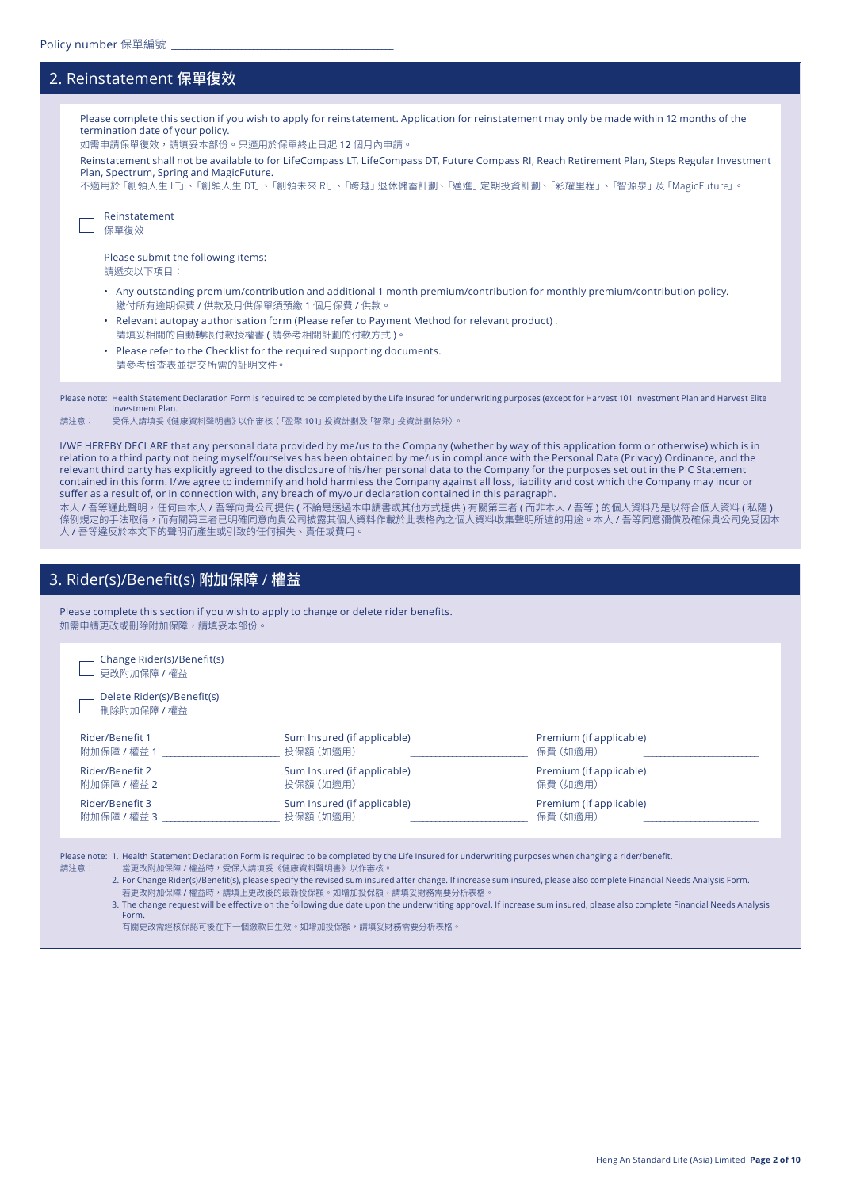Policy number 保單編號 ______________________

## 2. Reinstatement 保單復效

Please complete this section if you wish to apply for reinstatement. Application for reinstatement may only be made within 12 months of the termination date of your policy.
如需申請保單復效，請填妥本部份。只適用於保單終止日起 12 個月內申請。

Reinstatement shall not be available to for LifeCompass LT, LifeCompass DT, Future Compass RI, Reach Retirement Plan, Steps Regular Investment Plan, Spectrum, Spring and MagicFuture.
不適用於「創領人生 LT」、「創領人生 DT」、「創領未來 RI」、「跨越」退休儲蓄計劃、「邁進」定期投資計劃、「彩耀里程」、「智源泉」及「MagicFuture」。

☐ Reinstatement
保單復效

Please submit the following items:
請遞交以下項目：

- Any outstanding premium/contribution and additional 1 month premium/contribution for monthly premium/contribution policy.
  繳付所有逾期保費 / 供款及月供保單須預繳 1 個月保費 / 供款。
- Relevant autopay authorisation form (Please refer to Payment Method for relevant product) .
  請填妥相關的自動轉賬付款授權書 ( 請參考相關計劃的付款方式 )。
- Please refer to the Checklist for the required supporting documents.
  請參考檢查表並提交所需的証明文件。

Please note: Health Statement Declaration Form is required to be completed by the Life Insured for underwriting purposes (except for Harvest 101 Investment Plan and Harvest Elite Investment Plan.
請注意： 受保人請填妥《健康資料聲明書》以作審核（「盈聚 101」投資計劃及「智聚」投資計劃除外）。

I/WE HEREBY DECLARE that any personal data provided by me/us to the Company (whether by way of this application form or otherwise) which is in relation to a third party not being myself/ourselves has been obtained by me/us in compliance with the Personal Data (Privacy) Ordinance, and the relevant third party has explicitly agreed to the disclosure of his/her personal data to the Company for the purposes set out in the PIC Statement contained in this form. I/we agree to indemnify and hold harmless the Company against all loss, liability and cost which the Company may incur or suffer as a result of, or in connection with, any breach of my/our declaration contained in this paragraph.
本人 / 吾等謹此聲明，任何由本人 / 吾等向貴公司提供 ( 不論是透過本申請書或其他方式提供 ) 有關第三者 ( 而非本人 / 吾等 ) 的個人資料乃是以符合個人資料 ( 私隱 ) 條例規定的手法取得，而有關第三者已明確同意向貴公司披露其個人資料作載於此表格內之個人資料收集聲明所述的用途。本人 / 吾等同意彌償及確保貴公司免受因本人 / 吾等違反於本文下的聲明而產生或引致的任何損失、責任或費用。

## 3. Rider(s)/Benefit(s) 附加保障 / 權益

Please complete this section if you wish to apply to change or delete rider benefits.
如需申請更改或刪除附加保障，請填妥本部份。

☐ Change Rider(s)/Benefit(s)
更改附加保障 / 權益

☐ Delete Rider(s)/Benefit(s)
刪除附加保障 / 權益

| Rider/Benefit 附加保障 / 權益 | Sum Insured (if applicable) 投保額 (如適用) | Premium (if applicable) 保費 (如適用) |
|---|---|---|
| Rider/Benefit 1 附加保障 / 權益 1 ______ | ______ | ______ |
| Rider/Benefit 2 附加保障 / 權益 2 ______ | ______ | ______ |
| Rider/Benefit 3 附加保障 / 權益 3 ______ | ______ | ______ |

Please note: 請注意：
1. Health Statement Declaration Form is required to be completed by the Life Insured for underwriting purposes when changing a rider/benefit.
   當更改附加保障 / 權益時，受保人請填妥《健康資料聲明書》以作審核。
2. For Change Rider(s)/Benefit(s), please specify the revised sum insured after change. If increase sum insured, please also complete Financial Needs Analysis Form.
   若更改附加保障 / 權益時，請填上更改後的最新投保額。如增加保額，請填妥財務需要分析表格。
3. The change request will be effective on the following due date upon the underwriting approval. If increase sum insured, please also complete Financial Needs Analysis Form.
   有關更改需經核保認可後在下一個繳款日生效。如增加投保額，請填妥財務需要分析表格。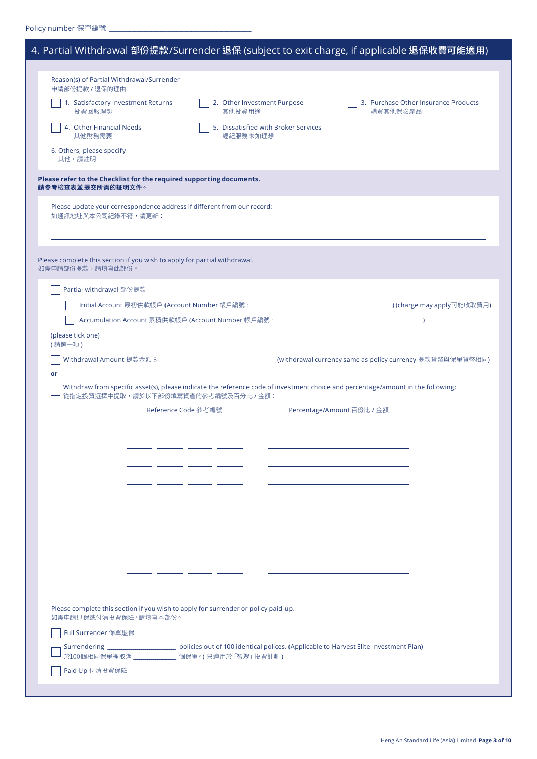Policy number 保單編號 ______________________

## 4. Partial Withdrawal 部份提款/Surrender 退保 (subject to exit charge, if applicable 退保收費可能適用)

Reason(s) of Partial Withdrawal/Surrender
申請部份提款 / 退保的理由

- ☐ 1. Satisfactory Investment Returns 投資回報理想
- ☐ 2. Other Investment Purpose 其他投資用途
- ☐ 3. Purchase Other Insurance Products 購買其他保險產品
- ☐ 4. Other Financial Needs 其他財務需要
- ☐ 5. Dissatisfied with Broker Services 經紀服務未如理想

6. Others, please specify
其他，請註明 ______________________

**Please refer to the Checklist for the required supporting documents.**
**請參考檢查表並提交所需的證明文件。**

Please update your correspondence address if different from our record:
如通訊地址與本公司紀錄不符，請更新：

______________________

Please complete this section if you wish to apply for partial withdrawal.
如需申請部份提款，請填寫此部份。

☐ Partial withdrawal 部份提款

- ☐ Initial Account 最初供款帳戶 (Account Number 帳戶編號 : ______________________) (charge may apply可能收取費用)
- ☐ Accumulation Account 累積供款帳戶 (Account Number 帳戶編號 : ______________________)

(please tick one)
( 請選一項 )

☐ Withdrawal Amount 提款金額 $ ______________________ (withdrawal currency same as policy currency 提款貨幣與保單貨幣相同)

**or**

☐ Withdraw from specific asset(s), please indicate the reference code of investment choice and percentage/amount in the following:
從指定投資選擇中提取，請於以下部份填寫資產的參考編號及百分比 / 金額：

| Reference Code 參考編號 | Percentage/Amount 百份比 / 金額 |
|---|---|
| ____ ____ ____ ____ | ______________________ |
| ____ ____ ____ ____ | ______________________ |
| ____ ____ ____ ____ | ______________________ |
| ____ ____ ____ ____ | ______________________ |
| ____ ____ ____ ____ | ______________________ |
| ____ ____ ____ ____ | ______________________ |
| ____ ____ ____ ____ | ______________________ |
| ____ ____ ____ ____ | ______________________ |
| ____ ____ ____ ____ | ______________________ |
| ____ ____ ____ ____ | ______________________ |

Please complete this section if you wish to apply for surrender or policy paid-up.
如需申請退保或付清投資保險，請填寫本部份。

☐ Full Surrender 保單退保

☐ Surrendering ______________ policies out of 100 identical polices. (Applicable to Harvest Elite Investment Plan)
於100個相同保單裡取消 ______________ 個保單。( 只適用於「智聚」投資計劃 )

☐ Paid Up 付清投資保險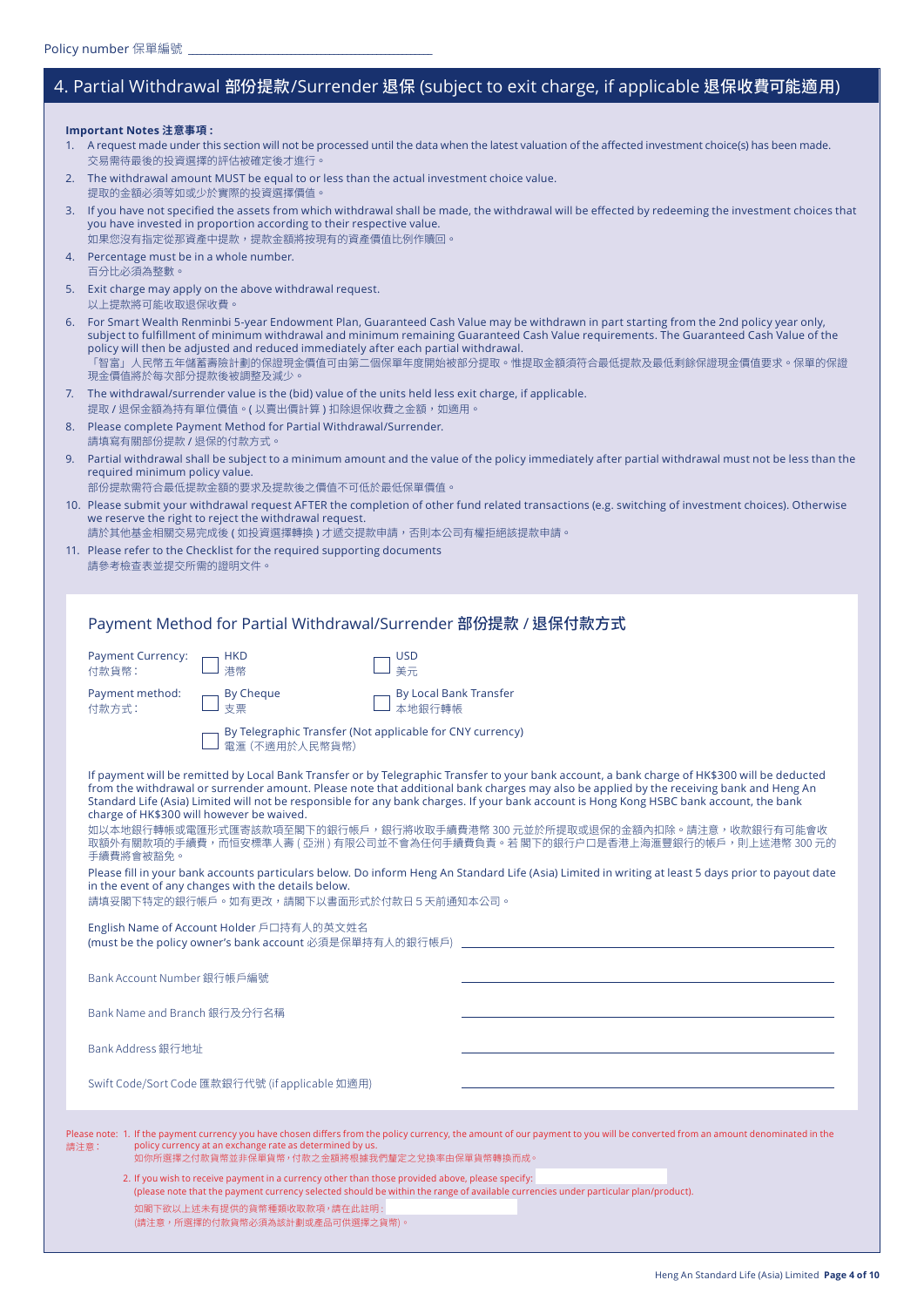Policy number 保單編號 ____________________

## 4. Partial Withdrawal 部份提款/Surrender 退保 (subject to exit charge, if applicable 退保收費可能適用)

**Important Notes 注意事項 :**

1. A request made under this section will not be processed until the data when the latest valuation of the affected investment choice(s) has been made.
   交易需待最後的投資選擇的評估被確定後才進行。
2. The withdrawal amount MUST be equal to or less than the actual investment choice value.
   提取的金額必須等如或少於實際的投資選擇價值。
3. If you have not specified the assets from which withdrawal shall be made, the withdrawal will be effected by redeeming the investment choices that you have invested in proportion according to their respective value.
   如果您沒有指定從那資產中提款，提款金額將按現有的資產價值比例作贖回。
4. Percentage must be in a whole number.
   百分比必須為整數。
5. Exit charge may apply on the above withdrawal request.
   以上提款將可能收取退保收費。
6. For Smart Wealth Renminbi 5-year Endowment Plan, Guaranteed Cash Value may be withdrawn in part starting from the 2nd policy year only, subject to fulfillment of minimum withdrawal and minimum remaining Guaranteed Cash Value requirements. The Guaranteed Cash Value of the policy will then be adjusted and reduced immediately after each partial withdrawal.
   「智富」人民幣五年儲蓄壽險計劃的保證現金價值可由第二個保單年度開始被部分提取。惟提取金額須符合最低提款及最低剩餘保證現金價值要求。保單的保證現金價值將於每次部分提款後被調整及減少。
7. The withdrawal/surrender value is the (bid) value of the units held less exit charge, if applicable.
   提取 / 退保金額為持有單位價值。( 以賣出價計算 ) 扣除退保收費之金額，如適用。
8. Please complete Payment Method for Partial Withdrawal/Surrender.
   請填寫有關部份提款 / 退保的付款方式。
9. Partial withdrawal shall be subject to a minimum amount and the value of the policy immediately after partial withdrawal must not be less than the required minimum policy value.
   部份提款需符合最低提款金額的要求及提款後之價值不可低於最低保單價值。
10. Please submit your withdrawal request AFTER the completion of other fund related transactions (e.g. switching of investment choices). Otherwise we reserve the right to reject the withdrawal request.
    請於其他基金相關交易完成後 ( 如投資選擇轉換 ) 才遞交提款申請，否則本公司有權拒絕該提款申請。
11. Please refer to the Checklist for the required supporting documents
    請參考檢查表並提交所需的證明文件。

### Payment Method for Partial Withdrawal/Surrender 部份提款 / 退保付款方式

Payment Currency: 付款貨幣 : ☐ HKD 港幣 ☐ USD 美元

Payment method: 付款方式 : ☐ By Cheque 支票 ☐ By Local Bank Transfer 本地銀行轉帳

☐ By Telegraphic Transfer (Not applicable for CNY currency) 電滙 (不適用於人民幣貨幣)

If payment will be remitted by Local Bank Transfer or by Telegraphic Transfer to your bank account, a bank charge of HK$300 will be deducted from the withdrawal or surrender amount. Please note that additional bank charges may also be applied by the receiving bank and Heng An Standard Life (Asia) Limited will not be responsible for any bank charges. If your bank account is Hong Kong HSBC bank account, the bank charge of HK$300 will however be waived.

如以本地銀行轉帳或電匯形式匯寄該款項至閣下的銀行帳戶，銀行將收取手續費港幣 300 元並於所提取或退保的金額內扣除。請注意，收款銀行有可能會收取額外有關款項的手續費，而恒安標準人壽 ( 亞洲 ) 有限公司並不會為任何手續費負責。若 閣下的銀行戶口是香港上海滙豐銀行的帳戶，則上述港幣 300 元的手續費將會被豁免。

Please fill in your bank accounts particulars below. Do inform Heng An Standard Life (Asia) Limited in writing at least 5 days prior to payout date in the event of any changes with the details below.

請填妥閣下特定的銀行帳戶。如有更改，請閣下以書面形式於付款日 5 天前通知本公司。

English Name of Account Holder 戶口持有人的英文姓名
(must be the policy owner's bank account 必須是保單持有人的銀行帳戶) ____________________

Bank Account Number 銀行帳戶編號 ____________________

Bank Name and Branch 銀行及分行名稱 ____________________

Bank Address 銀行地址 ____________________

Swift Code/Sort Code 匯款銀行代號 (if applicable 如適用) ____________________

Please note: 請注意 :

1. If the payment currency you have chosen differs from the policy currency, the amount of our payment to you will be converted from an amount denominated in the policy currency at an exchange rate as determined by us.
   如你所選擇之付款貨幣並非保單貨幣，付款之金額將根據我們釐定之兌換率由保單貨幣轉換而成。
2. If you wish to receive payment in a currency other than those provided above, please specify: ____________________
   (please note that the payment currency selected should be within the range of available currencies under particular plan/product).
   如閣下欲以上述未有提供的貨幣種類收取款項，請在此註明 : ____________________
   (請注意，所選擇的付款貨幣必須為該計劃或產品可供選擇之貨幣)。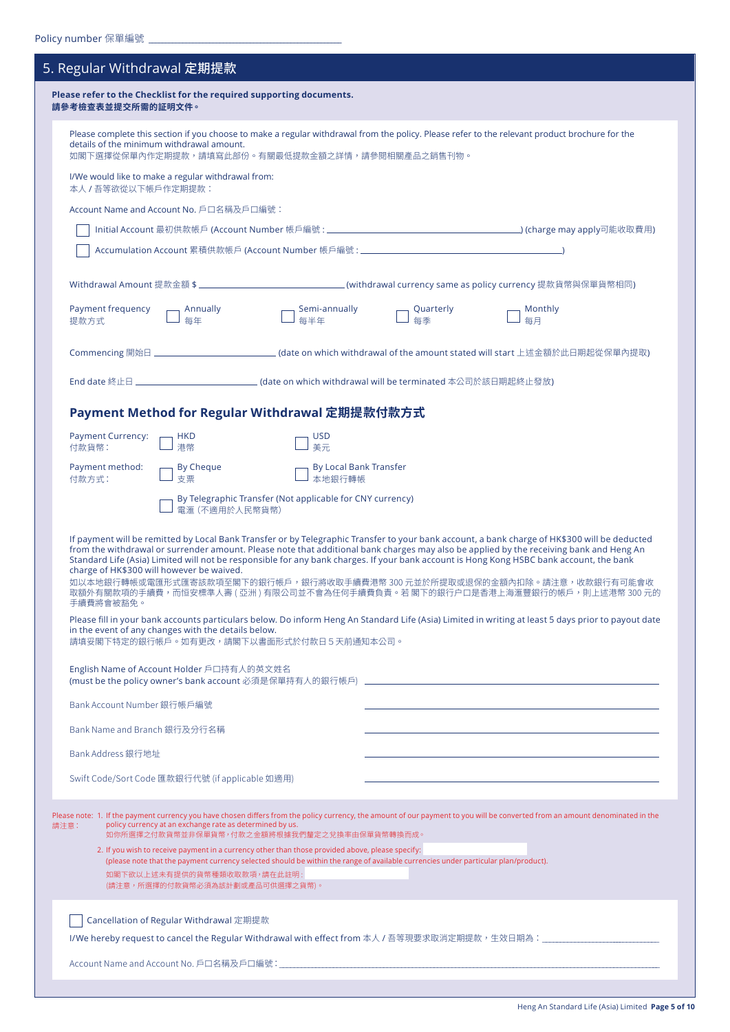Policy number 保單編號 ______________________________

## 5. Regular Withdrawal 定期提款

**Please refer to the Checklist for the required supporting documents.**
**請參考檢查表並提交所需的證明文件。**

Please complete this section if you choose to make a regular withdrawal from the policy. Please refer to the relevant product brochure for the details of the minimum withdrawal amount.
如閣下選擇從保單內作定期提款，請填寫此部份。有關最低提款金額之詳情，請參閱相關產品之銷售刊物。

I/We would like to make a regular withdrawal from:
本人 / 吾等欲從以下帳戶作定期提款：

Account Name and Account No. 戶口名稱及戶口編號：

☐ Initial Account 最初供款帳戶 (Account Number 帳戶編號：______________________________) (charge may apply可能收取費用)

☐ Accumulation Account 累積供款帳戶 (Account Number 帳戶編號：______________________________)

Withdrawal Amount 提款金額 $ ____________________ (withdrawal currency same as policy currency 提款貨幣與保單貨幣相同)

Payment frequency 提款方式 ☐ Annually 每年 ☐ Semi-annually 每半年 ☐ Quarterly 每季 ☐ Monthly 每月

Commencing 開始日 ____________________ (date on which withdrawal of the amount stated will start 上述金額於此日期起從保單內提取)

End date 終止日 ____________________ (date on which withdrawal will be terminated 本公司於該日期起終止發放)

### Payment Method for Regular Withdrawal 定期提款付款方式

Payment Currency: 付款貨幣： ☐ HKD 港幣 ☐ USD 美元

Payment method: 付款方式： ☐ By Cheque 支票 ☐ By Local Bank Transfer 本地銀行轉帳

☐ By Telegraphic Transfer (Not applicable for CNY currency) 電滙（不適用於人民幣貨幣）

If payment will be remitted by Local Bank Transfer or by Telegraphic Transfer to your bank account, a bank charge of HK$300 will be deducted from the withdrawal or surrender amount. Please note that additional bank charges may also be applied by the receiving bank and Heng An Standard Life (Asia) Limited will not be responsible for any bank charges. If your bank account is Hong Kong HSBC bank account, the bank charge of HK$300 will however be waived.
如以本地銀行轉帳或電匯形式匯寄該款項至閣下的銀行帳戶，銀行將收取手續費港幣 300 元並於所提取或退保的金額內扣除。請注意，收款銀行有可能會收取額外有關款項的手續費，而恒安標準人壽（亞洲）有限公司並不會為任何手續費負責。若閣下的銀行戶口是香港上海滙豐銀行的帳戶，則上述港幣 300 元的手續費將會被豁免。

Please fill in your bank accounts particulars below. Do inform Heng An Standard Life (Asia) Limited in writing at least 5 days prior to payout date in the event of any changes with the details below.
請填妥閣下特定的銀行帳戶。如有更改，請閣下以書面形式於付款日 5 天前通知本公司。

English Name of Account Holder 戶口持有人的英文姓名
(must be the policy owner's bank account 必須是保單持有人的銀行帳戶) ______________________________

Bank Account Number 銀行帳戶編號 ______________________________

Bank Name and Branch 銀行及分行名稱 ______________________________

Bank Address 銀行地址 ______________________________

Swift Code/Sort Code 匯款銀行代號 (if applicable 如適用) ______________________________

Please note: 請注意：
1. If the payment currency you have chosen differs from the policy currency, the amount of our payment to you will be converted from an amount denominated in the policy currency at an exchange rate as determined by us.
如你所選擇之付款貨幣並非保單貨幣，付款之金額將根據我們釐定之兌換率由保單貨幣轉換而成。
2. If you wish to receive payment in a currency other than those provided above, please specify: ____________
(please note that the payment currency selected should be within the range of available currencies under particular plan/product).
如閣下欲以上述未有提供的貨幣種類收取款項，請在此註明：____________
(請注意，所選擇的付款貨幣必須為該計劃或產品可供選擇之貨幣)。

☐ Cancellation of Regular Withdrawal 定期提款

I/We hereby request to cancel the Regular Withdrawal with effect from 本人 / 吾等現要求取消定期提款，生效日期為：______________________________

Account Name and Account No. 戶口名稱及戶口編號：______________________________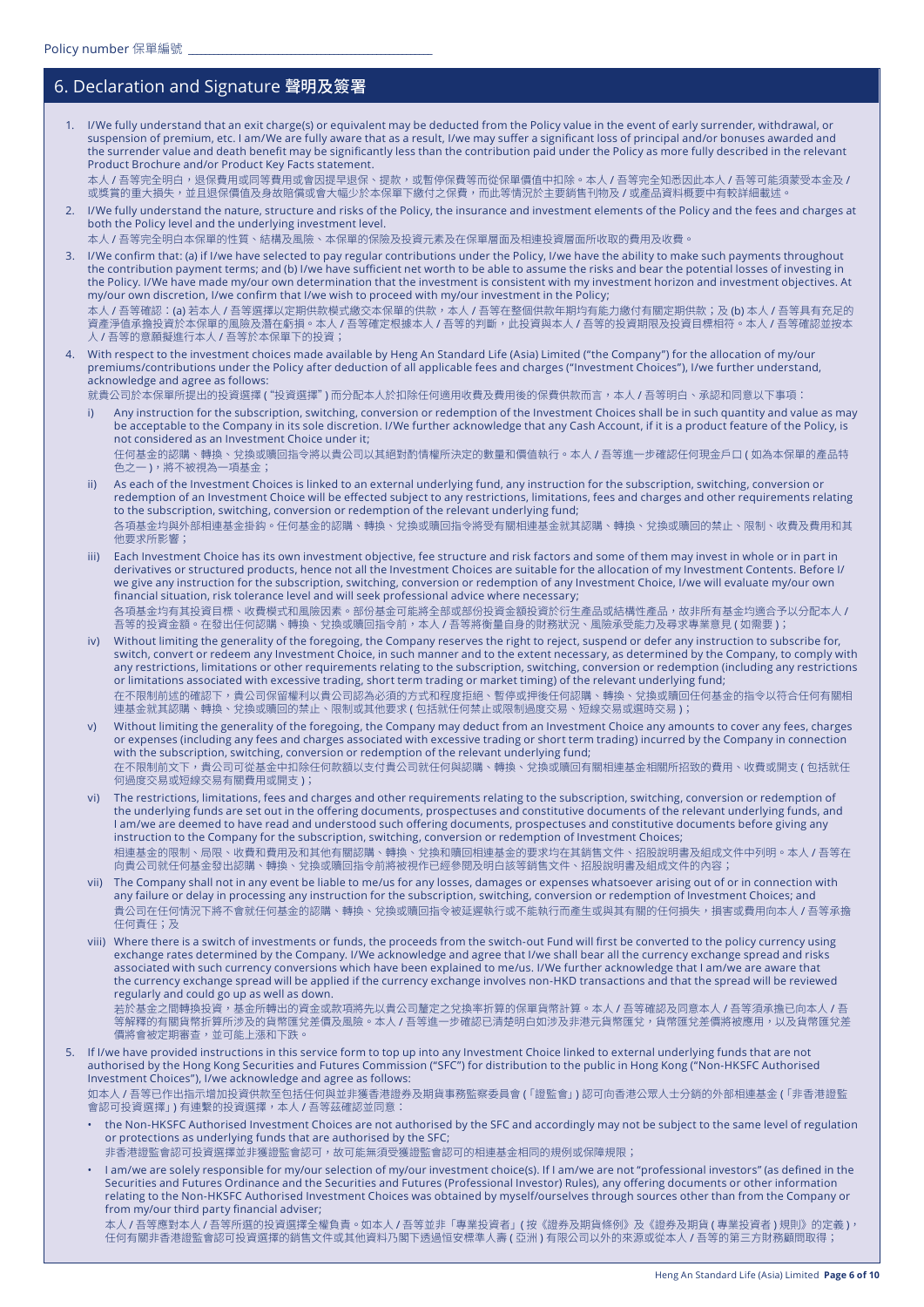Policy number 保單編號 ________________

## 6. Declaration and Signature 聲明及簽署

1. I/We fully understand that an exit charge(s) or equivalent may be deducted from the Policy value in the event of early surrender, withdrawal, or suspension of premium, etc. I am/We are fully aware that as a result, I/we may suffer a significant loss of principal and/or bonuses awarded and the surrender value and death benefit may be significantly less than the contribution paid under the Policy as more fully described in the relevant Product Brochure and/or Product Key Facts statement.
   本人 / 吾等完全明白，退保費用或同等費用或會因提早退保、提款，或暫停保費等而從保單價值中扣除。本人 / 吾等完全知悉因此本人 / 吾等可能須蒙受本金及 / 或獎賞的重大損失，並且退保價值及身故賠償或會大幅少於本保單下繳付之保費，而此等情況於主要銷售刊物及 / 或產品資料概要中有較詳細載述。

2. I/We fully understand the nature, structure and risks of the Policy, the insurance and investment elements of the Policy and the fees and charges at both the Policy level and the underlying investment level.
   本人 / 吾等完全明白本保單的性質、結構及風險、本保單的保險及投資元素及在保單層面及相連投資層面所收取的費用及收費。

3. I/We confirm that: (a) if I/we have selected to pay regular contributions under the Policy, I/we have the ability to make such payments throughout the contribution payment terms; and (b) I/we have sufficient net worth to be able to assume the risks and bear the potential losses of investing in the Policy. I/We have made my/our own determination that the investment is consistent with my investment horizon and investment objectives. At my/our own discretion, I/we confirm that I/we wish to proceed with my/our investment in the Policy;
   本人 / 吾等確認：(a) 若本人 / 吾等選擇以定期供款模式繳交本保單的供款，本人 / 吾等在整個供款年期均有能力繳付有關定期供款；及 (b) 本人 / 吾等具有充足的資產淨值承擔投資於本保單的風險及潛在虧損。本人 / 吾等確定根據本人 / 吾等的判斷，此投資與本人 / 吾等的投資期限及投資目標相符。本人 / 吾等確認並按本人 / 吾等的意願擬進行本人 / 吾等於本保單下的投資；

4. With respect to the investment choices made available by Heng An Standard Life (Asia) Limited ("the Company") for the allocation of my/our premiums/contributions under the Policy after deduction of all applicable fees and charges ("Investment Choices"), I/we further understand, acknowledge and agree as follows:
   就貴公司於本保單所提出的投資選擇 ("投資選擇") 而分配本人於扣除任何適用收費及費用後的保費供款而言，本人 / 吾等明白、承認和同意以下事項：

   i) Any instruction for the subscription, switching, conversion or redemption of the Investment Choices shall be in such quantity and value as may be acceptable to the Company in its sole discretion. I/We further acknowledge that any Cash Account, if it is a product feature of the Policy, is not considered as an Investment Choice under it;
      任何基金的認購、轉換、兌換或贖回指令將以貴公司以其絕對酌情權所決定的數量和價值執行。本人 / 吾等進一步確認任何現金戶口 ( 如為本保單的產品特色之一 )，將不被視為一項基金；

   ii) As each of the Investment Choices is linked to an external underlying fund, any instruction for the subscription, switching, conversion or redemption of an Investment Choice will be effected subject to any restrictions, limitations, fees and charges and other requirements relating to the subscription, switching, conversion or redemption of the relevant underlying fund;
      各項基金均與外部相連基金掛鉤。任何基金的認購、轉換、兌換或贖回指令將受有關相連基金就其認購、轉換、兌換或贖回的禁止、限制、收費及費用和其他要求所影響；

   iii) Each Investment Choice has its own investment objective, fee structure and risk factors and some of them may invest in whole or in part in derivatives or structured products, hence not all the Investment Choices are suitable for the allocation of my Investment Contents. Before I/we give any instruction for the subscription, switching, conversion or redemption of any Investment Choice, I/we will evaluate my/our own financial situation, risk tolerance level and will seek professional advice where necessary;
      各項基金均有其投資目標、收費模式和風險因素。部份基金可能將全部或部份投資金額投資於衍生產品或結構性產品，故非所有基金均適合予以分配本人 / 吾等的投資金額。在發出任何認購、轉換、兌換或贖回指令前，本人 / 吾等將衡量自身的財務狀況、風險承受能力及尋求專業意見 ( 如需要 )；

   iv) Without limiting the generality of the foregoing, the Company reserves the right to reject, suspend or defer any instruction to subscribe for, switch, convert or redeem any Investment Choice, in such manner and to the extent necessary, as determined by the Company, to comply with any restrictions, limitations or other requirements relating to the subscription, switching, conversion or redemption (including any restrictions or limitations associated with excessive trading, short term trading or market timing) of the relevant underlying fund;
      在不限制前述的確認下，貴公司保留權利以貴公司認為必須的方式和程度拒絕、暫停或押後任何認購、轉換、兌換或贖回任何基金的指令以符合任何有關相連基金就其認購、轉換、兌換或贖回的禁止、限制或其他要求 ( 包括就任何禁止或限制過度交易、短線交易或選時交易 )；

   v) Without limiting the generality of the foregoing, the Company may deduct from an Investment Choice any amounts to cover any fees, charges or expenses (including any fees and charges associated with excessive trading or short term trading) incurred by the Company in connection with the subscription, switching, conversion or redemption of the relevant underlying fund;
      在不限制前文下，貴公司可從基金中扣除任何款額以支付貴公司就任何與認購、轉換、兌換或贖回有關相連基金相關所招致的費用、收費或開支 ( 包括就任何過度交易或短線交易有關費用或開支 )；

   vi) The restrictions, limitations, fees and charges and other requirements relating to the subscription, switching, conversion or redemption of the underlying funds are set out in the offering documents, prospectuses and constitutive documents of the relevant underlying funds, and I am/we are deemed to have read and understood such offering documents, prospectuses and constitutive documents before giving any instruction to the Company for the subscription, switching, conversion or redemption of Investment Choices;
      相連基金的限制、局限、收費和費用及和其他有關認購、轉換、兌換和贖回相連基金的要求均在其銷售文件、招股說明書及組成文件中列明。本人 / 吾等在向貴公司就任何基金發出認購、轉換、兌換或贖回指令前將被視作已經參閱及明白該等銷售文件、招股說明書及組成文件的內容；

   vii) The Company shall not in any event be liable to me/us for any losses, damages or expenses whatsoever arising out of or in connection with any failure or delay in processing any instruction for the subscription, switching, conversion or redemption of Investment Choices; and
      貴公司在任何情況下將不會就任何基金的認購、轉換、兌換或贖回指令被延遲執行或不能執行而產生或與其有關的任何損失，損害或費用向本人 / 吾等承擔任何責任；及

   viii) Where there is a switch of investments or funds, the proceeds from the switch-out Fund will first be converted to the policy currency using exchange rates determined by the Company. I/We acknowledge and agree that I/we shall bear all the currency exchange spread and risks associated with such currency conversions which have been explained to me/us. I/We further acknowledge that I am/we are aware that the currency exchange spread will be applied if the currency exchange involves non-HKD transactions and that the spread will be reviewed regularly and could go up as well as down.
      若於基金之間轉換投資，基金所轉出的資金或款項將先以貴公司釐定之兌換率折算的保單貨幣計算。本人 / 吾等確認及同意本人 / 吾等須承擔已向本人 / 吾等解釋的有關貨幣折算所涉及的貨幣匯兌差價及風險。本人 / 吾等進一步確認已清楚明白如涉及非港元貨幣匯兌，貨幣匯兌差價將被應用，以及貨幣匯兌差價將會被定期審查，並可能上漲和下跌。

5. If I/we have provided instructions in this service form to top up into any Investment Choice linked to external underlying funds that are not authorised by the Hong Kong Securities and Futures Commission ("SFC") for distribution to the public in Hong Kong ("Non-HKSFC Authorised Investment Choices"), I/we acknowledge and agree as follows:
   如本人 / 吾等已作出指示增加投資供款至包括任何與並非獲香港證券及期貨事務監察委員會 (「證監會」) 認可向香港公眾人士分銷的外部相連基金 (「非香港證監會認可投資選擇」) 有連繫的投資選擇，本人 / 吾等茲確認並同意：

   - the Non-HKSFC Authorised Investment Choices are not authorised by the SFC and accordingly may not be subject to the same level of regulation or protections as underlying funds that are authorised by the SFC;
     非香港證監會認可投資選擇並非獲證監會認可，故可能無須受獲證監會認可的相連基金相同的規例或保障規限；
   - I am/we are solely responsible for my/our selection of my/our investment choice(s). If I am/we are not "professional investors" (as defined in the Securities and Futures Ordinance and the Securities and Futures (Professional Investor) Rules), any offering documents or other information relating to the Non-HKSFC Authorised Investment Choices was obtained by myself/ourselves through sources other than from the Company or from my/our third party financial adviser;
     本人 / 吾等應對本人 / 吾等所選的投資選擇全權負責。如本人 / 吾等並非「專業投資者」( 按《證券及期貨條例》及《證券及期貨 ( 專業投資者 ) 規則》的定義 )，任何有關非香港證監會認可投資選擇的銷售文件或其他資料乃閣下透過恒安標準人壽 ( 亞洲 ) 有限公司以外的來源或從本人 / 吾等的第三方財務顧問取得；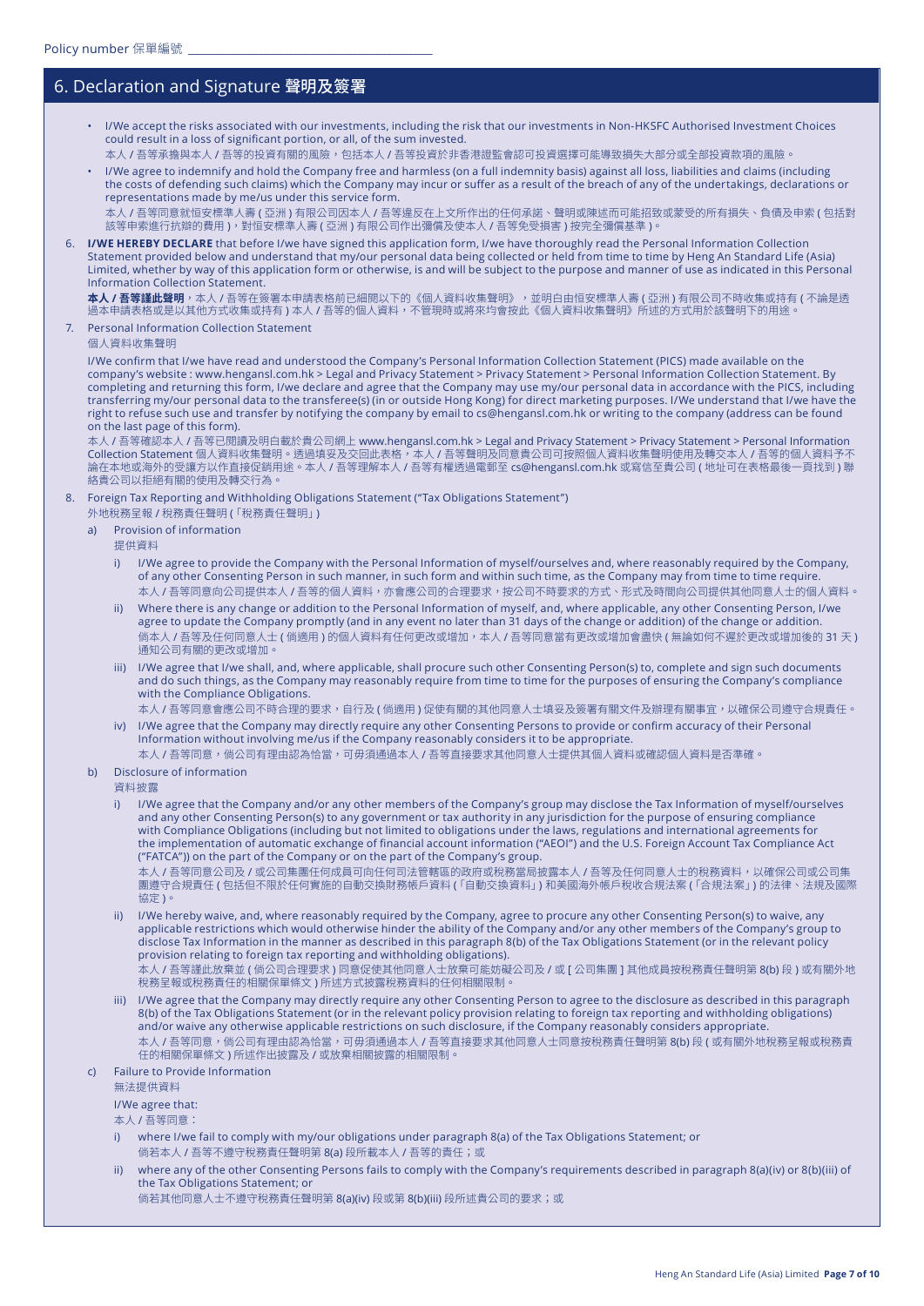Policy number 保單編號 ______________________

## 6. Declaration and Signature 聲明及簽署

- I/We accept the risks associated with our investments, including the risk that our investments in Non-HKSFC Authorised Investment Choices could result in a loss of significant portion, or all, of the sum invested.
  本人 / 吾等承擔與本人 / 吾等的投資有關的風險，包括本人 / 吾等投資於非香港證監會認可投資選擇可能導致損失大部分或全部投資款項的風險。
- I/We agree to indemnify and hold the Company free and harmless (on a full indemnity basis) against all loss, liabilities and claims (including the costs of defending such claims) which the Company may incur or suffer as a result of the breach of any of the undertakings, declarations or representations made by me/us under this service form.
  本人 / 吾等同意就恒安標準人壽 ( 亞洲 ) 有限公司因本人 / 吾等違反在上文所作出的任何承諾、聲明或陳述而可能招致或蒙受的所有損失、負債及申索 ( 包括對該等申索進行抗辯的費用 )，對恒安標準人壽 ( 亞洲 ) 有限公司作出彌償及使本人 / 吾等免受損害 ) 按完全彌償基準 )。

6. **I/WE HEREBY DECLARE** that before I/we have signed this application form, I/we have thoroughly read the Personal Information Collection Statement provided below and understand that my/our personal data being collected or held from time to time by Heng An Standard Life (Asia) Limited, whether by way of this application form or otherwise, is and will be subject to the purpose and manner of use as indicated in this Personal Information Collection Statement.
   **本人 / 吾等謹此聲明**，本人 / 吾等在簽署本申請表格前已細閱以下的《個人資料收集聲明》，並明白由恒安標準人壽 ( 亞洲 ) 有限公司不時收集或持有 ( 不論是透過本申請表格或是以其他方式收集或持有 ) 本人 / 吾等的個人資料，不管現時或將來均會按此《個人資料收集聲明》所述的方式用於該聲明下的用途。

7. Personal Information Collection Statement
   個人資料收集聲明

   I/We confirm that I/we have read and understood the Company's Personal Information Collection Statement (PICS) made available on the company's website : www.hengansl.com.hk > Legal and Privacy Statement > Privacy Statement > Personal Information Collection Statement. By completing and returning this form, I/we declare and agree that the Company may use my/our personal data in accordance with the PICS, including transferring my/our personal data to the transferee(s) (in or outside Hong Kong) for direct marketing purposes. I/We understand that I/we have the right to refuse such use and transfer by notifying the company by email to cs@hengansl.com.hk or writing to the company (address can be found on the last page of this form).
   本人 / 吾等確認本人 / 吾等已閱讀及明白載於貴公司網上 www.hengansl.com.hk > Legal and Privacy Statement > Privacy Statement > Personal Information Collection Statement 個人資料收集聲明。透過填妥及交回此表格，本人 / 吾等聲明及同意貴公司可按照個人資料收集聲明使用及轉交本人 / 吾等的個人資料予不論在本地或海外的受讓方以作直接促銷用途。本人 / 吾等理解本人 / 吾等有權透過電郵至 cs@hengansl.com.hk 或寫信至貴公司 ( 地址可在表格最後一頁找到 ) 聯絡貴公司以拒絕有關的使用及轉交行為。

8. Foreign Tax Reporting and Withholding Obligations Statement ("Tax Obligations Statement")
   外地稅務呈報 / 稅務責任聲明 (「稅務責任聲明」)

   a) Provision of information
      提供資料

      i) I/We agree to provide the Company with the Personal Information of myself/ourselves and, where reasonably required by the Company, of any other Consenting Person in such manner, in such form and within such time, as the Company may from time to time require.
         本人 / 吾等同意向公司提供本人 / 吾等的個人資料，亦會應公司的合理要求，按公司不時要求的方式、形式及時間向公司提供其他同意人士的個人資料。
      ii) Where there is any change or addition to the Personal Information of myself, and, where applicable, any other Consenting Person, I/we agree to update the Company promptly (and in any event no later than 31 days of the change or addition) of the change or addition.
         倘本人 / 吾等及任何同意人士 ( 倘適用 ) 的個人資料有任何更改或增加，本人 / 吾等同意當有更改或增加會盡快 ( 無論如何不遲於更改或增加後的 31 天 ) 通知公司有關的更改或增加。
      iii) I/We agree that I/we shall, and, where applicable, shall procure such other Consenting Person(s) to, complete and sign such documents and do such things, as the Company may reasonably require from time to time for the purposes of ensuring the Company's compliance with the Compliance Obligations.
         本人 / 吾等同意會應公司不時合理的要求，自行及 ( 倘適用 ) 促使有關的其他同意人士填妥及簽署有關文件及辦理有關事宜，以確保公司遵守合規責任。
      iv) I/We agree that the Company may directly require any other Consenting Persons to provide or confirm accuracy of their Personal Information without involving me/us if the Company reasonably considers it to be appropriate.
         本人 / 吾等同意，倘公司有理由認為恰當，可毋須通過本人 / 吾等直接要求其他同意人士提供其個人資料或確認個人資料是否準確。

   b) Disclosure of information
      資料披露

      i) I/We agree that the Company and/or any other members of the Company's group may disclose the Tax Information of myself/ourselves and any other Consenting Person(s) to any government or tax authority in any jurisdiction for the purpose of ensuring compliance with Compliance Obligations (including but not limited to obligations under the laws, regulations and international agreements for the implementation of automatic exchange of financial account information ("AEOI") and the U.S. Foreign Account Tax Compliance Act ("FATCA")) on the part of the Company or on the part of the Company's group.
         本人 / 吾等同意公司及 / 或公司集團任何成員可向任何司法管轄區的政府或稅務當局披露本人 / 吾等及任何同意人士的稅務資料，以確保公司或公司集團遵守合規責任 ( 包括但不限於任何實施的自動交換財務帳戶資料 (「自動交換資料」) 和美國海外帳戶稅收合規法案 (「合規法案」) 的法律、法規及國際協定 )。
      ii) I/We hereby waive, and, where reasonably required by the Company, agree to procure any other Consenting Person(s) to waive, any applicable restrictions which would otherwise hinder the ability of the Company and/or any other members of the Company's group to disclose Tax Information in the manner as described in this paragraph 8(b) of the Tax Obligations Statement (or in the relevant policy provision relating to foreign tax reporting and withholding obligations).
         本人 / 吾等謹此放棄並 ( 倘公司合理要求 ) 同意促使其他同意人士放棄可能妨礙公司及 / 或 [ 公司集團 ] 其他成員按稅務責任聲明第 8(b) 段 ) 或有關外地稅務呈報或稅務責任的相關保單條文 ) 所述方式披露稅務資料的任何相關限制。
      iii) I/We agree that the Company may directly require any other Consenting Person to agree to the disclosure as described in this paragraph 8(b) of the Tax Obligations Statement (or in the relevant policy provision relating to foreign tax reporting and withholding obligations) and/or waive any otherwise applicable restrictions on such disclosure, if the Company reasonably considers appropriate.
         本人 / 吾等同意，倘公司有理由認為恰當，可毋須通過本人 / 吾等直接要求其他同意人士同意按稅務責任聲明第 8(b) 段 ( 或有關外地稅務呈報或稅務責任的相關保單條文 ) 所述作出披露及 / 或放棄相關披露的相關限制。

   c) Failure to Provide Information
      無法提供資料

      I/We agree that:
      本人 / 吾等同意：

      i) where I/we fail to comply with my/our obligations under paragraph 8(a) of the Tax Obligations Statement; or
         倘若本人 / 吾等不遵守稅務責任聲明第 8(a) 段所載本人 / 吾等的責任；或
      ii) where any of the other Consenting Persons fails to comply with the Company's requirements described in paragraph 8(a)(iv) or 8(b)(iii) of the Tax Obligations Statement; or
         倘若其他同意人士不遵守稅務責任聲明第 8(a)(iv) 段或第 8(b)(iii) 段所述貴公司的要求；或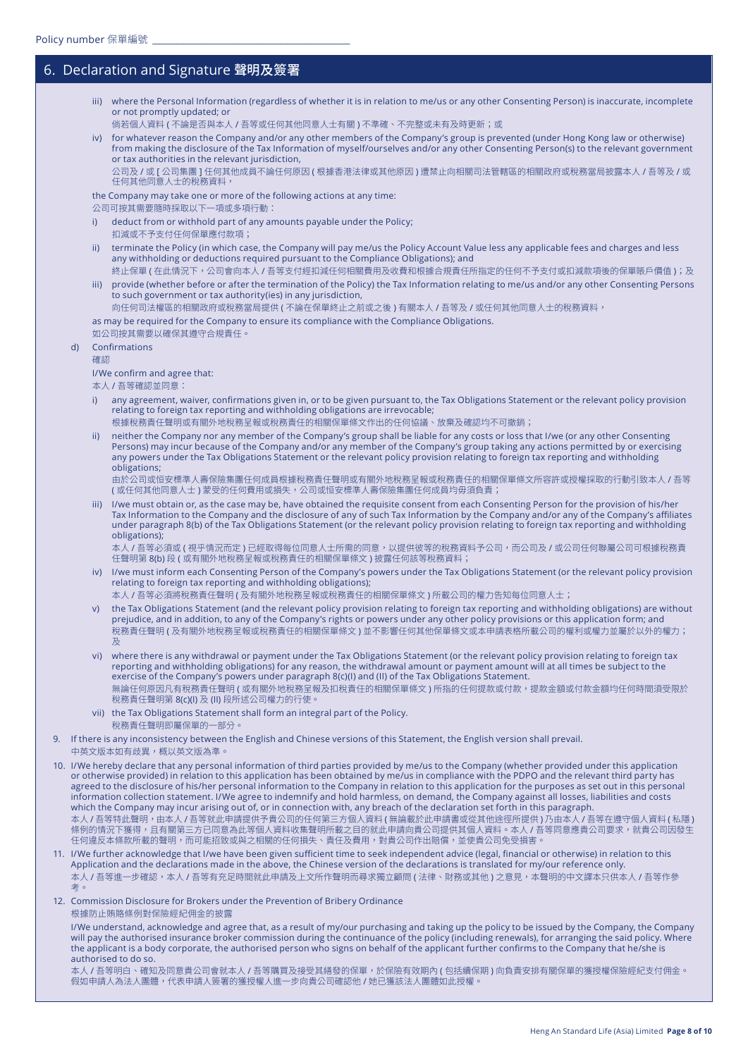Policy number 保單編號 ________________________________

## 6. Declaration and Signature 聲明及簽署

iii) where the Personal Information (regardless of whether it is in relation to me/us or any other Consenting Person) is inaccurate, incomplete or not promptly updated; or
倘若個人資料 ( 不論是否與本人 / 吾等或任何其他同意人士有關 ) 不準確、不完整或未有及時更新；或

iv) for whatever reason the Company and/or any other members of the Company's group is prevented (under Hong Kong law or otherwise) from making the disclosure of the Tax Information of myself/ourselves and/or any other Consenting Person(s) to the relevant government or tax authorities in the relevant jurisdiction,
公司及 / 或 [ 公司集團 ] 任何其他成員不論任何原因 ( 根據香港法律或其他原因 ) 遭禁止向相關司法管轄區的相關政府或稅務當局披露本人 / 吾等及 / 或任何其他同意人士的稅務資料，

the Company may take one or more of the following actions at any time:
公司可按其需要隨時採取以下一項或多項行動：

i) deduct from or withhold part of any amounts payable under the Policy;
扣減或不予支付任何保單應付款項；

ii) terminate the Policy (in which case, the Company will pay me/us the Policy Account Value less any applicable fees and charges and less any withholding or deductions required pursuant to the Compliance Obligations); and
終止保單 ( 在此情況下，公司會向本人 / 吾等支付經扣減任何相關費用及收費和根據合規責任所指定的任何不予支付或扣減款項後的保單賬戶價值 )；及

iii) provide (whether before or after the termination of the Policy) the Tax Information relating to me/us and/or any other Consenting Persons to such government or tax authority(ies) in any jurisdiction,
向任何司法權區的相關政府或稅務當局提供 ( 不論在保單終止之前或之後 ) 有關本人 / 吾等及 / 或任何其他同意人士的稅務資料，

as may be required for the Company to ensure its compliance with the Compliance Obligations.
如公司按其需要以確保其遵守合規責任。

d) Confirmations
確認

I/We confirm and agree that:
本人 / 吾等確認並同意：

i) any agreement, waiver, confirmations given in, or to be given pursuant to, the Tax Obligations Statement or the relevant policy provision relating to foreign tax reporting and withholding obligations are irrevocable;
根據稅務責任聲明或有關外地稅務呈報或稅務責任的相關保單條文作出的任何協議、放棄及確認均不可撤銷；

ii) neither the Company nor any member of the Company's group shall be liable for any costs or loss that I/we (or any other Consenting Persons) may incur because of the Company and/or any member of the Company's group taking any actions permitted by or exercising any powers under the Tax Obligations Statement or the relevant policy provision relating to foreign tax reporting and withholding obligations;
由於公司或恒安標準人壽保險集團任何成員根據稅務責任聲明或有關外地稅務呈報或稅務責任的相關保單條文所容許或授權採取的行動引致本人 / 吾等 ( 或任何其他同意人士 ) 蒙受的任何費用或損失，公司或恒安標準人壽保險集團任何成員均毋須負責；

iii) I/we must obtain or, as the case may be, have obtained the requisite consent from each Consenting Person for the provision of his/her Tax Information to the Company and the disclosure of any of such Tax Information by the Company and/or any of the Company's affiliates under paragraph 8(b) of the Tax Obligations Statement (or the relevant policy provision relating to foreign tax reporting and withholding obligations);
本人 / 吾等必須或 ( 視乎情況而定 ) 已經取得每位同意人士所需的同意，以提供彼等的稅務資料予公司，而公司及 / 或公司任何聯屬公司可根據稅務責任聲明第 8(b) 段 ( 或有關外地稅務呈報或稅務責任的相關保單條文 ) 披露任何該等稅務資料；

iv) I/we must inform each Consenting Person of the Company's powers under the Tax Obligations Statement (or the relevant policy provision relating to foreign tax reporting and withholding obligations);
本人 / 吾等必須將稅務責任聲明 ( 及有關外地稅務呈報或稅務責任的相關保單條文 ) 所載公司的權力告知每位同意人士；

v) the Tax Obligations Statement (and the relevant policy provision relating to foreign tax reporting and withholding obligations) are without prejudice, and in addition, to any of the Company's rights or powers under any other policy provisions or this application form; and
稅務責任聲明 ( 及有關外地稅務呈報或稅務責任的相關保單條文 ) 並不影響任何其他保單條文或本申請表格所載公司的權利或權力並屬於以外的權力；及

vi) where there is any withdrawal or payment under the Tax Obligations Statement (or the relevant policy provision relating to foreign tax reporting and withholding obligations) for any reason, the withdrawal amount or payment amount will at all times be subject to the exercise of the Company's powers under paragraph 8(c)(I) and (II) of the Tax Obligations Statement.
無論任何原因凡有稅務責任聲明 ( 或有關外地稅務呈報及扣稅責任的相關保單條文 ) 所指的任何提款或付款，提款金額或付款金額均任何時間須受限於稅務責任聲明第 8(c)(I) 及 (II) 段所述公司權力的行使。

vii) the Tax Obligations Statement shall form an integral part of the Policy.
稅務責任聲明即屬保單的一部分。

9. If there is any inconsistency between the English and Chinese versions of this Statement, the English version shall prevail.
中英文版本如有歧異，概以英文版為準。

10. I/We hereby declare that any personal information of third parties provided by me/us to the Company (whether provided under this application or otherwise provided) in relation to this application has been obtained by me/us in compliance with the PDPO and the relevant third party has agreed to the disclosure of his/her personal information to the Company in relation to this application for the purposes as set out in this personal information collection statement. I/We agree to indemnify and hold harmless, on demand, the Company against all losses, liabilities and costs which the Company may incur arising out of, or in connection with, any breach of the declaration set forth in this paragraph.
本人 / 吾等特此聲明，由本人 / 吾等就此申請提供予貴公司的任何第三方個人資料 ( 無論載於此申請書或從其他途徑所提供 ) 乃由本人 / 吾等在遵守個人資料 ( 私隱 ) 條例的情況下獲得，且有關第三方已同意為此等個人資料收集聲明所載之目的就此申請向貴公司提供其個人資料。本人 / 吾等同意應貴公司要求，就貴公司因發生任何違反本條款所載的聲明，而可能招致或與之相關的任何損失、責任及費用，對貴公司作出賠償，並使貴公司免受損害。

11. I/We further acknowledge that I/we have been given sufficient time to seek independent advice (legal, financial or otherwise) in relation to this Application and the declarations made in the above, the Chinese version of the declarations is translated for my/our reference only.
本人 / 吾等進一步確認，本人 / 吾等有充足時間就此申請及上文所作聲明而尋求獨立顧問 ( 法律、財務或其他 ) 之意見，本聲明的中文譯本只供本人 / 吾等作參考。

12. Commission Disclosure for Brokers under the Prevention of Bribery Ordinance
根據防止賄賂條例對保險經紀佣金的披露

I/We understand, acknowledge and agree that, as a result of my/our purchasing and taking up the policy to be issued by the Company, the Company will pay the authorised insurance broker commission during the continuance of the policy (including renewals), for arranging the said policy. Where the applicant is a body corporate, the authorised person who signs on behalf of the applicant further confirms to the Company that he/she is authorised to do so.
本人 / 吾等明白、確知及同意貴公司會就本人 / 吾等購買及接受其繕發的保單，於保險有效期內 ( 包括續保期 ) 向負責安排有關保單的獲授權保險經紀支付佣金。假如申請人為法人團體，代表申請人簽署的獲授權人進一步向貴公司確認他 / 她已獲該法人團體如此授權。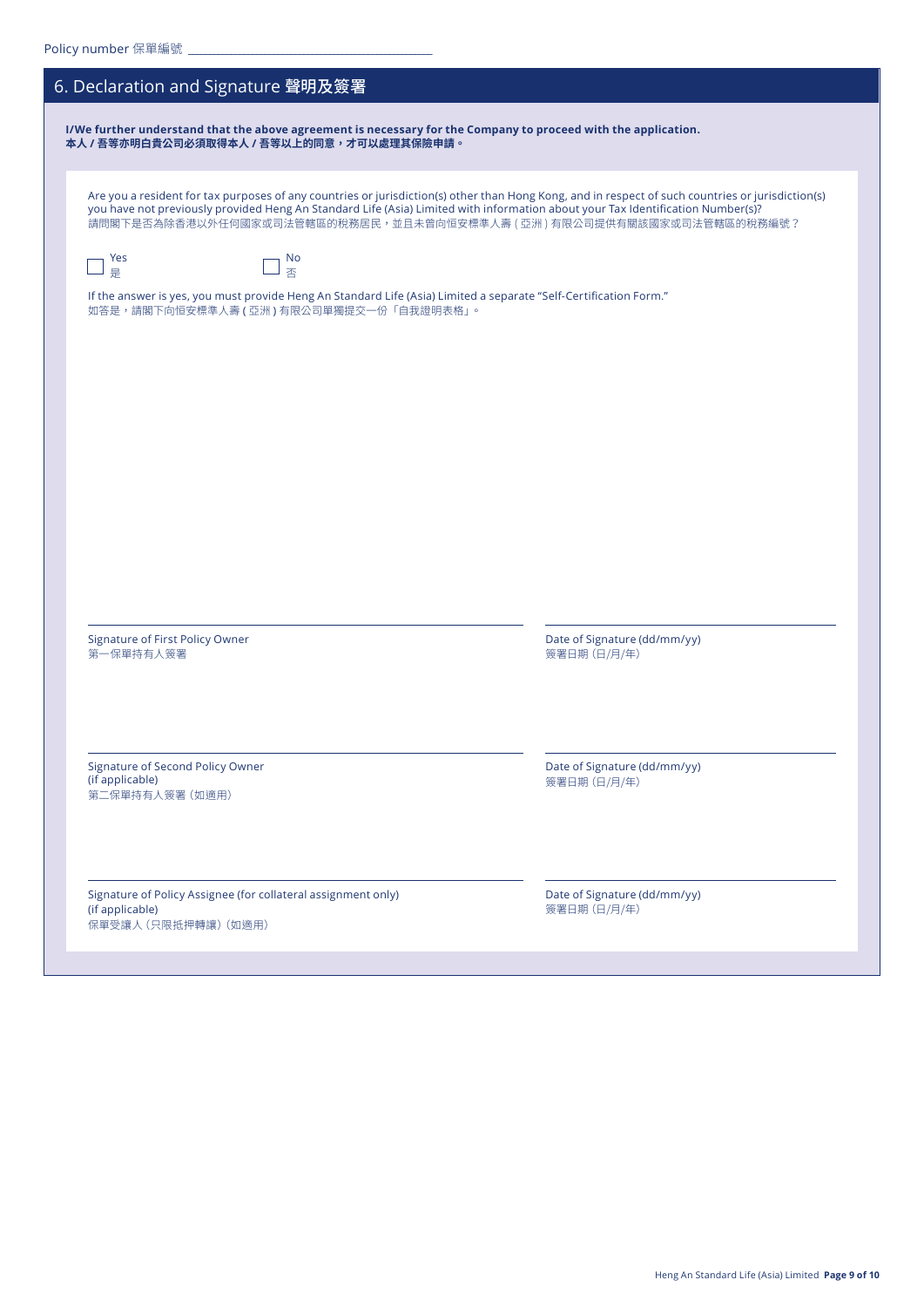Policy number 保單編號 ____________________

## 6. Declaration and Signature 聲明及簽署

**I/We further understand that the above agreement is necessary for the Company to proceed with the application.**
**本人 / 吾等亦明白貴公司必須取得本人 / 吾等以上的同意，才可以處理其保險申請。**

Are you a resident for tax purposes of any countries or jurisdiction(s) other than Hong Kong, and in respect of such countries or jurisdiction(s) you have not previously provided Heng An Standard Life (Asia) Limited with information about your Tax Identification Number(s)?
請問閣下是否為除香港以外任何國家或司法管轄區的稅務居民，並且未曾向恒安標準人壽 ( 亞洲 ) 有限公司提供有關該國家或司法管轄區的稅務編號？

☐ Yes 是 ☐ No 否

If the answer is yes, you must provide Heng An Standard Life (Asia) Limited a separate "Self-Certification Form."
如答是，請閣下向恒安標準人壽 ( 亞洲 ) 有限公司單獨提交一份「自我證明表格」。

____________________
Signature of First Policy Owner
第一保單持有人簽署

____________________
Date of Signature (dd/mm/yy)
簽署日期 (日/月/年)

____________________
Signature of Second Policy Owner (if applicable)
第二保單持有人簽署 (如適用)

____________________
Date of Signature (dd/mm/yy)
簽署日期 (日/月/年)

____________________
Signature of Policy Assignee (for collateral assignment only) (if applicable)
保單受讓人 (只限抵押轉讓) (如適用)

____________________
Date of Signature (dd/mm/yy)
簽署日期 (日/月/年)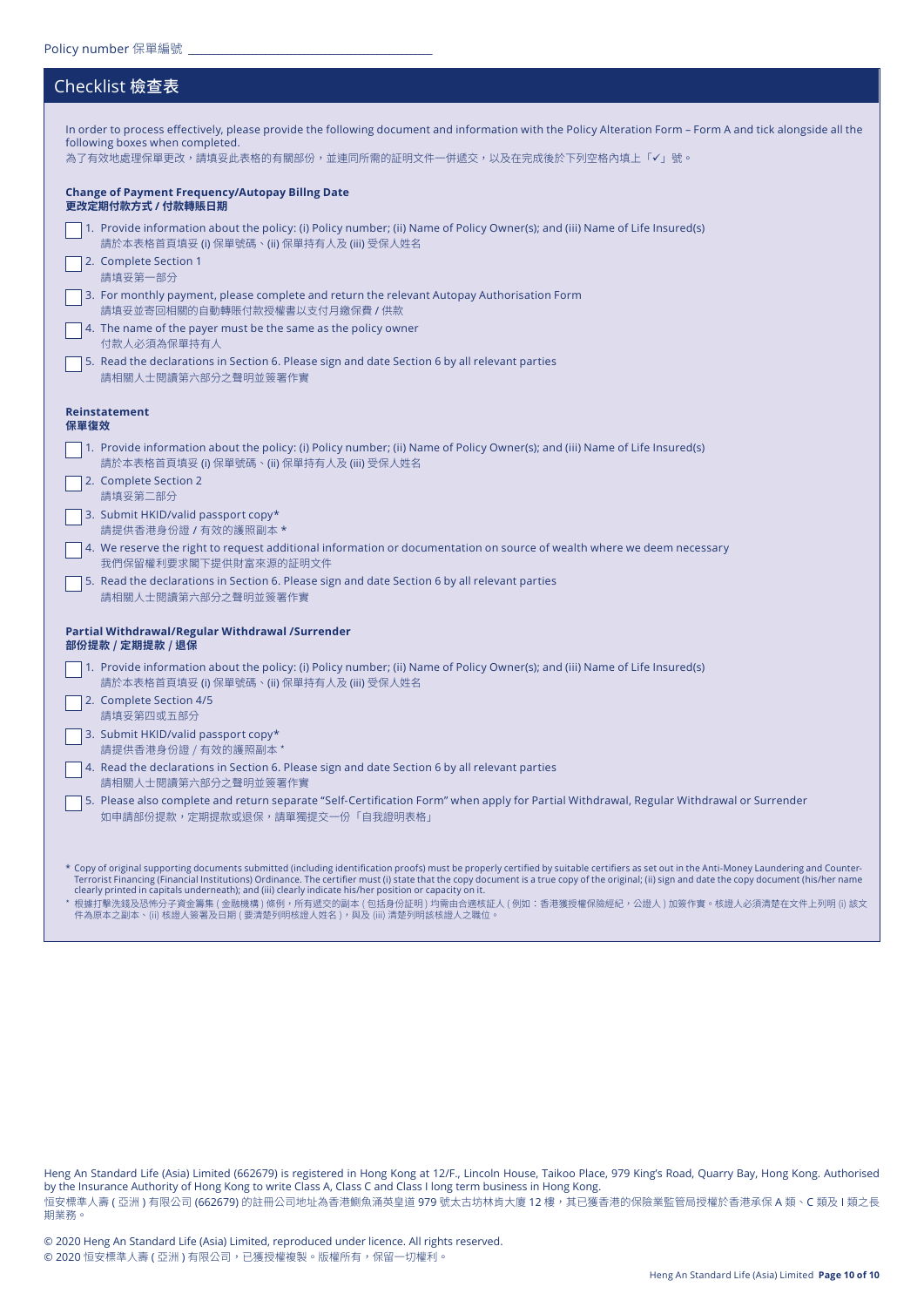Policy number 保單編號 ______________________________

## Checklist 檢查表

In order to process effectively, please provide the following document and information with the Policy Alteration Form – Form A and tick alongside all the following boxes when completed.
為了有效地處理保單更改，請填妥此表格的有關部份，並連同所需的證明文件一併遞交，以及在完成後於下列空格內填上「✓」號。

### Change of Payment Frequency/Autopay Billng Date
### 更改定期付款方式 / 付款轉賬日期

- ☐ 1. Provide information about the policy: (i) Policy number; (ii) Name of Policy Owner(s); and (iii) Name of Life Insured(s)
  請於本表格首頁填妥 (i) 保單號碼、(ii) 保單持有人及 (iii) 受保人姓名
- ☐ 2. Complete Section 1
  請填妥第一部分
- ☐ 3. For monthly payment, please complete and return the relevant Autopay Authorisation Form
  請填妥並寄回相關的自動轉賬付款授權書以支付月繳保費 / 供款
- ☐ 4. The name of the payer must be the same as the policy owner
  付款人必須為保單持有人
- ☐ 5. Read the declarations in Section 6. Please sign and date Section 6 by all relevant parties
  請相關人士閱讀第六部分之聲明並簽署作實

### Reinstatement
### 保單復效

- ☐ 1. Provide information about the policy: (i) Policy number; (ii) Name of Policy Owner(s); and (iii) Name of Life Insured(s)
  請於本表格首頁填妥 (i) 保單號碼、(ii) 保單持有人及 (iii) 受保人姓名
- ☐ 2. Complete Section 2
  請填妥第二部分
- ☐ 3. Submit HKID/valid passport copy*
  請提供香港身份證 / 有效的護照副本 *
- ☐ 4. We reserve the right to request additional information or documentation on source of wealth where we deem necessary
  我們保留權利要求閣下提供財富來源的證明文件
- ☐ 5. Read the declarations in Section 6. Please sign and date Section 6 by all relevant parties
  請相關人士閱讀第六部分之聲明並簽署作實

### Partial Withdrawal/Regular Withdrawal /Surrender
### 部份提款 / 定期提款 / 退保

- ☐ 1. Provide information about the policy: (i) Policy number; (ii) Name of Policy Owner(s); and (iii) Name of Life Insured(s)
  請於本表格首頁填妥 (i) 保單號碼、(ii) 保單持有人及 (iii) 受保人姓名
- ☐ 2. Complete Section 4/5
  請填妥第四或五部分
- ☐ 3. Submit HKID/valid passport copy*
  請提供香港身份證 / 有效的護照副本 *
- ☐ 4. Read the declarations in Section 6. Please sign and date Section 6 by all relevant parties
  請相關人士閱讀第六部分之聲明並簽署作實
- ☐ 5. Please also complete and return separate "Self-Certification Form" when apply for Partial Withdrawal, Regular Withdrawal or Surrender
  如申請部份提款，定期提款或退保，請單獨提交一份「自我證明表格」

\* Copy of original supporting documents submitted (including identification proofs) must be properly certified by suitable certifiers as set out in the Anti-Money Laundering and Counter-Terrorist Financing (Financial Institutions) Ordinance. The certifier must (i) state that the copy document is a true copy of the original; (ii) sign and date the copy document (his/her name clearly printed in capitals underneath); and (iii) clearly indicate his/her position or capacity on it.
\* 根據打擊洗錢及恐怖分子資金籌集 ( 金融機構 ) 條例，所有遞交的副本 ( 包括身份証明 ) 均需由合適核証人 ( 例如：香港獲授權保險經紀，公證人 ) 加簽作實。核證人必須清楚在文件上列明 (i) 該文件為原本之副本、(ii) 核證人簽署及日期 ( 要清楚列明核證人姓名 )，與及 (iii) 清楚列明該核證人之職位。

Heng An Standard Life (Asia) Limited (662679) is registered in Hong Kong at 12/F., Lincoln House, Taikoo Place, 979 King's Road, Quarry Bay, Hong Kong. Authorised by the Insurance Authority of Hong Kong to write Class A, Class C and Class I long term business in Hong Kong.
恒安標準人壽 ( 亞洲 ) 有限公司 (662679) 的註冊公司地址為香港鰂魚涌英皇道 979 號太古坊林肯大廈 12 樓，其已獲香港的保險業監管局授權於香港承保 A 類、C 類及 I 類之長期業務。

© 2020 Heng An Standard Life (Asia) Limited, reproduced under licence. All rights reserved.
© 2020 恒安標準人壽 ( 亞洲 ) 有限公司，已獲授權複製。版權所有，保留一切權利。